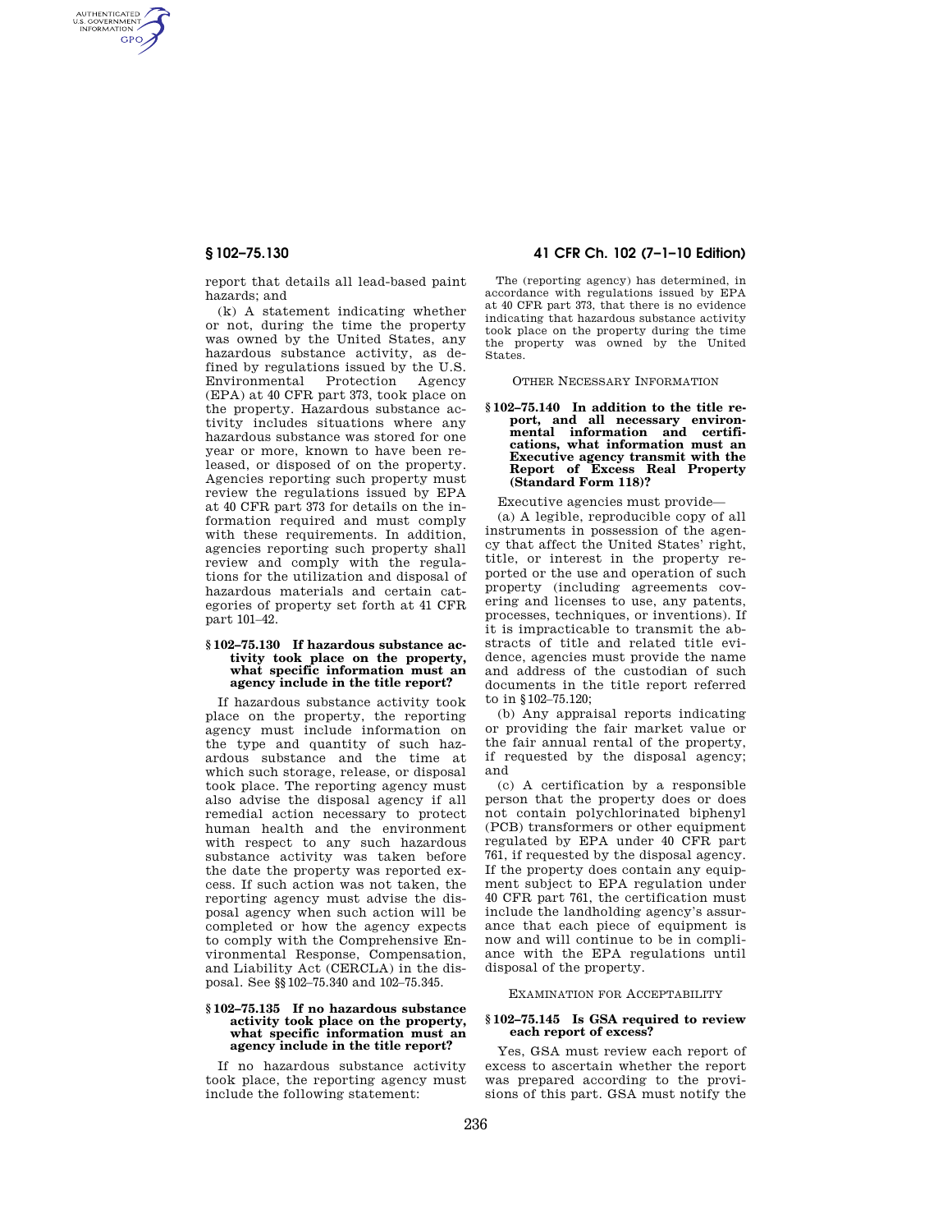report that details all lead-based paint hazards; and

(k) A statement indicating whether or not, during the time the property was owned by the United States, any hazardous substance activity, as defined by regulations issued by the U.S. Environmental Protection Agency (EPA) at 40 CFR part 373, took place on the property. Hazardous substance activity includes situations where any hazardous substance was stored for one year or more, known to have been released, or disposed of on the property. Agencies reporting such property must review the regulations issued by EPA at 40 CFR part 373 for details on the information required and must comply with these requirements. In addition, agencies reporting such property shall review and comply with the regulations for the utilization and disposal of hazardous materials and certain categories of property set forth at 41 CFR part 101–42.

### § 102–75.130 If hazardous substance activity took place on the property, what specific information must an agency include in the title report?

If hazardous substance activity took place on the property, the reporting agency must include information on the type and quantity of such hazardous substance and the time at which such storage, release, or disposal took place. The reporting agency must also advise the disposal agency if all remedial action necessary to protect human health and the environment with respect to any such hazardous substance activity was taken before the date the property was reported excess. If such action was not taken, the reporting agency must advise the disposal agency when such action will be completed or how the agency expects to comply with the Comprehensive Environmental Response, Compensation, and Liability Act (CERCLA) in the disposal. See §§ 102–75.340 and 102–75.345.

### § 102–75.135 If no hazardous substance activity took place on the property, what specific information must an agency include in the title report?

If no hazardous substance activity took place, the reporting agency must include the following statement:

The (reporting agency) has determined, in accordance with regulations issued by EPA at 40 CFR part 373, that there is no evidence indicating that hazardous substance activity took place on the property during the time the property was owned by the United States.

## Other Necessary Information

### § 102–75.140 In addition to the title report, and all necessary environmental information and certifications, what information must an Executive agency transmit with the Report of Excess Real Property (Standard Form 118)?

Executive agencies must provide—

(a) A legible, reproducible copy of all instruments in possession of the agency that affect the United States' right, title, or interest in the property reported or the use and operation of such property (including agreements covering and licenses to use, any patents, processes, techniques, or inventions). If it is impracticable to transmit the abstracts of title and related title evidence, agencies must provide the name and address of the custodian of such documents in the title report referred to in § 102–75.120;

(b) Any appraisal reports indicating or providing the fair market value or the fair annual rental of the property, if requested by the disposal agency; and

(c) A certification by a responsible person that the property does or does not contain polychlorinated biphenyl (PCB) transformers or other equipment regulated by EPA under 40 CFR part 761, if requested by the disposal agency. If the property does contain any equipment subject to EPA regulation under 40 CFR part 761, the certification must include the landholding agency's assurance that each piece of equipment is now and will continue to be in compliance with the EPA regulations until disposal of the property.

## Examination for Acceptability

### § 102–75.145 Is GSA required to review each report of excess?

Yes, GSA must review each report of excess to ascertain whether the report was prepared according to the provisions of this part. GSA must notify the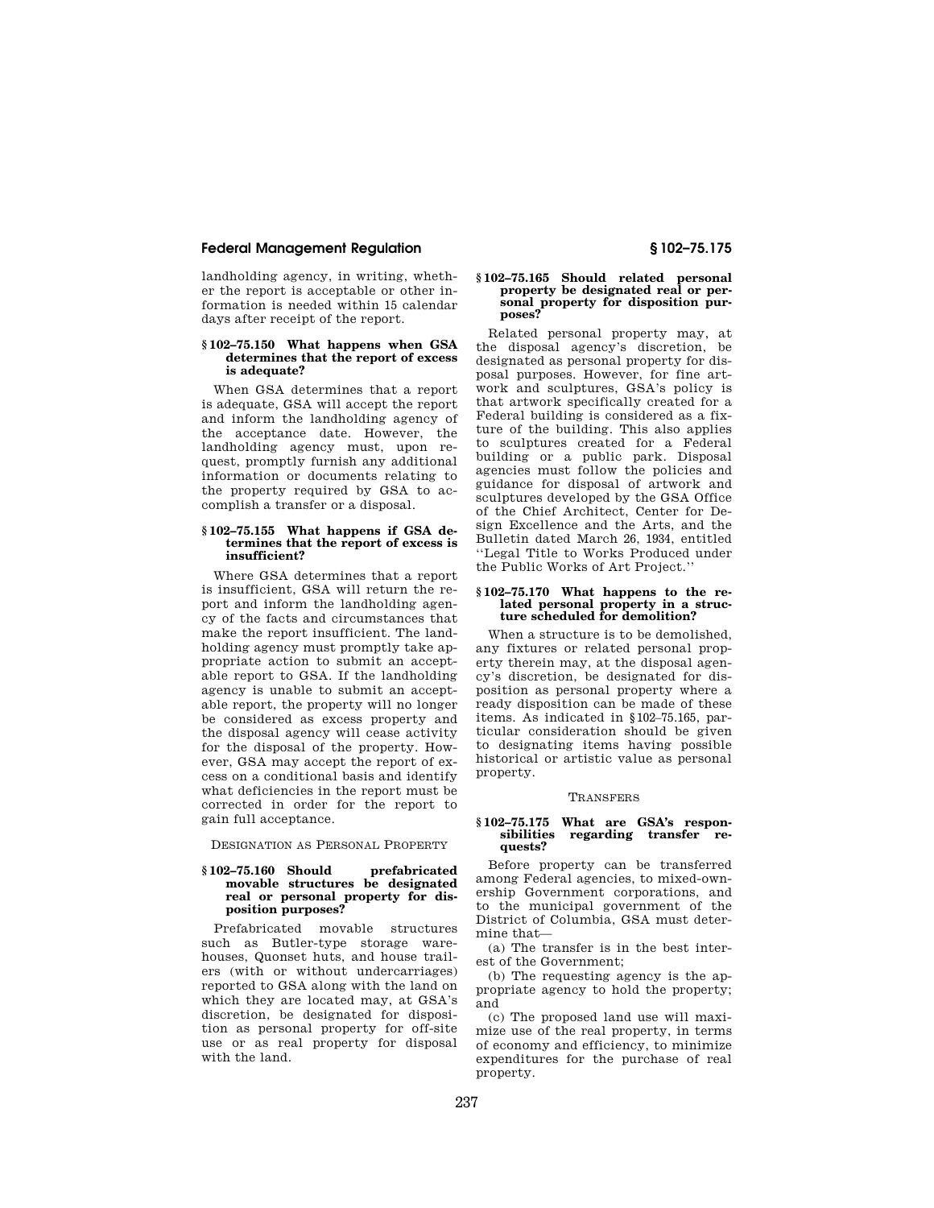landholding agency, in writing, whether the report is acceptable or other information is needed within 15 calendar days after receipt of the report.

### § 102–75.150 What happens when GSA determines that the report of excess is adequate?

When GSA determines that a report is adequate, GSA will accept the report and inform the landholding agency of the acceptance date. However, the landholding agency must, upon request, promptly furnish any additional information or documents relating to the property required by GSA to accomplish a transfer or a disposal.

### § 102–75.155 What happens if GSA determines that the report of excess is insufficient?

Where GSA determines that a report is insufficient, GSA will return the report and inform the landholding agency of the facts and circumstances that make the report insufficient. The landholding agency must promptly take appropriate action to submit an acceptable report to GSA. If the landholding agency is unable to submit an acceptable report, the property will no longer be considered as excess property and the disposal agency will cease activity for the disposal of the property. However, GSA may accept the report of excess on a conditional basis and identify what deficiencies in the report must be corrected in order for the report to gain full acceptance.

## DESIGNATION AS PERSONAL PROPERTY

### § 102–75.160 Should prefabricated movable structures be designated real or personal property for disposition purposes?

Prefabricated movable structures such as Butler-type storage warehouses, Quonset huts, and house trailers (with or without undercarriages) reported to GSA along with the land on which they are located may, at GSA's discretion, be designated for disposition as personal property for off-site use or as real property for disposal with the land.

### § 102–75.165 Should related personal property be designated real or personal property for disposition purposes?

Related personal property may, at the disposal agency's discretion, be designated as personal property for disposal purposes. However, for fine artwork and sculptures, GSA's policy is that artwork specifically created for a Federal building is considered as a fixture of the building. This also applies to sculptures created for a Federal building or a public park. Disposal agencies must follow the policies and guidance for disposal of artwork and sculptures developed by the GSA Office of the Chief Architect, Center for Design Excellence and the Arts, and the Bulletin dated March 26, 1934, entitled ''Legal Title to Works Produced under the Public Works of Art Project.''

### § 102–75.170 What happens to the related personal property in a structure scheduled for demolition?

When a structure is to be demolished, any fixtures or related personal property therein may, at the disposal agency's discretion, be designated for disposition as personal property where a ready disposition can be made of these items. As indicated in § 102–75.165, particular consideration should be given to designating items having possible historical or artistic value as personal property.

## TRANSFERS

### § 102–75.175 What are GSA's responsibilities regarding transfer requests?

Before property can be transferred among Federal agencies, to mixed-ownership Government corporations, and to the municipal government of the District of Columbia, GSA must determine that—

(a) The transfer is in the best interest of the Government;

(b) The requesting agency is the appropriate agency to hold the property; and

(c) The proposed land use will maximize use of the real property, in terms of economy and efficiency, to minimize expenditures for the purchase of real property.